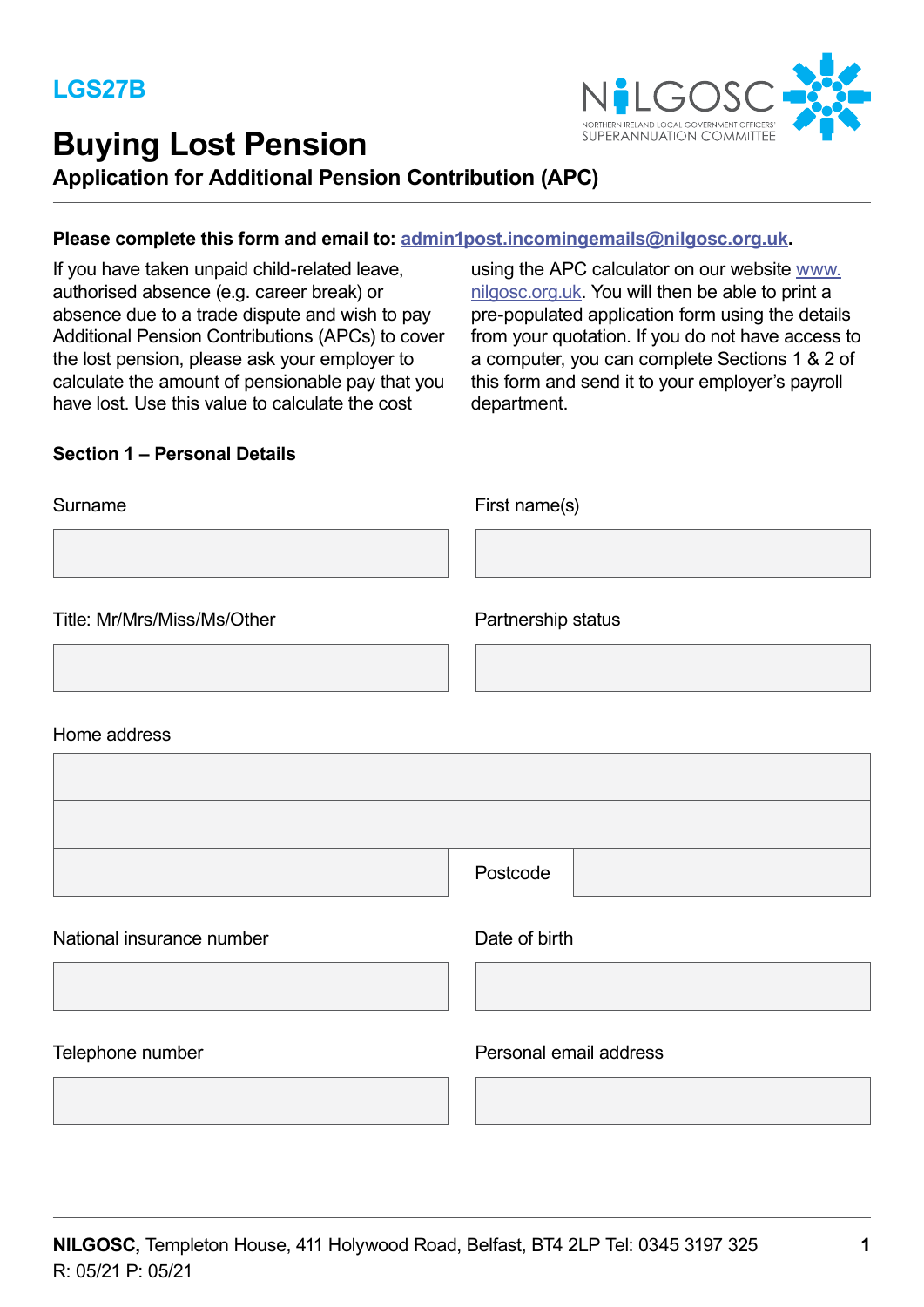LGS27B

# Buying Lost Pension

## Application for Additional Pension Contribution (APC)

**Please complete this form and email to: admin1post.incomingemails@nilgosc.org.uk.**

If you have taken unpaid child-related leave, authorised absence (e.g. career break) or absence due to a trade dispute and wish to pay Additional Pension Contributions (APCs) to cover the lost pension, please ask your employer to calculate the amount of pensionable pay that you have lost. Use this value to calculate the cost using the APC calculator on our website www.nilgosc.org.uk. You will then be able to print a pre-populated application form using the details from your quotation. If you do not have access to a computer, you can complete Sections 1 & 2 of this form and send it to your employer's payroll department.

### Section 1 – Personal Details

| | |
|---|---|
| Surname | First name(s) |
| | |
| Title: Mr/Mrs/Miss/Ms/Other | Partnership status |
| | |

Home address

| | | |
|---|---|---|
| | | |
| | | |
| | Postcode | |

| | |
|---|---|
| National insurance number | Date of birth |
| | |
| Telephone number | Personal email address |
| | |

**NILGOSC,** Templeton House, 411 Holywood Road, Belfast, BT4 2LP Tel: 0345 3197 325

R: 05/21 P: 05/21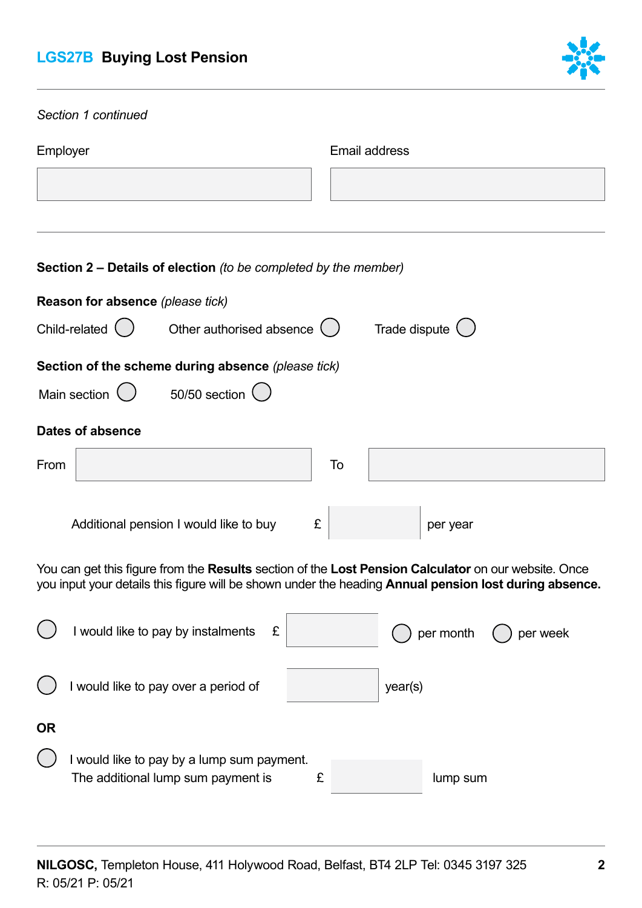*Section 1 continued*

Employer

Email address

---

**Section 2 – Details of election** *(to be completed by the member)*

**Reason for absence** *(please tick)*

Child-related ◯ Other authorised absence ◯ Trade dispute ◯

**Section of the scheme during absence** *(please tick)*

Main section ◯ 50/50 section ◯

**Dates of absence**

From ____________ To ____________

Additional pension I would like to buy £ ________ per year

You can get this figure from the **Results** section of the **Lost Pension Calculator** on our website. Once you input your details this figure will be shown under the heading **Annual pension lost during absence.**

◯ I would like to pay by instalments £ ________ ◯ per month ◯ per week

◯ I would like to pay over a period of ________ year(s)

**OR**

◯ I would like to pay by a lump sum payment.
The additional lump sum payment is £ ________ lump sum

---

**NILGOSC,** Templeton House, 411 Holywood Road, Belfast, BT4 2LP Tel: 0345 3197 325
R: 05/21 P: 05/21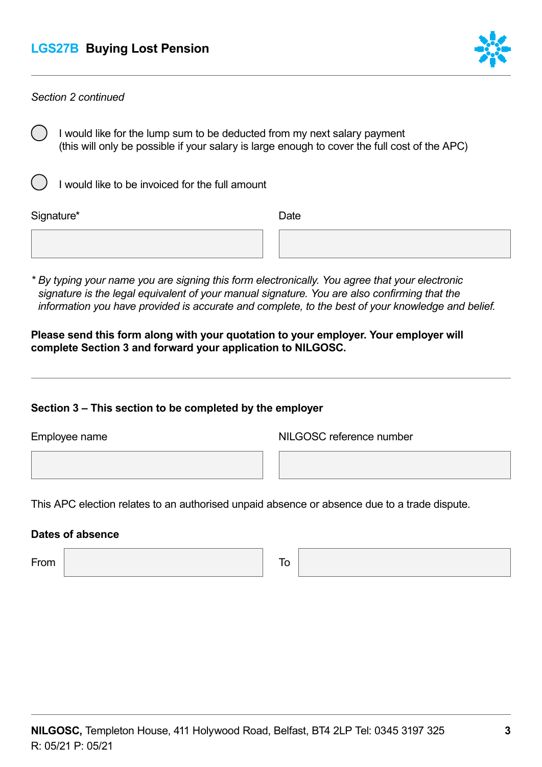*Section 2 continued*

◯ I would like for the lump sum to be deducted from my next salary payment
(this will only be possible if your salary is large enough to cover the full cost of the APC)

◯ I would like to be invoiced for the full amount

| Signature* | Date |
|---|---|
| | |

*\* By typing your name you are signing this form electronically. You agree that your electronic signature is the legal equivalent of your manual signature. You are also confirming that the information you have provided is accurate and complete, to the best of your knowledge and belief.*

**Please send this form along with your quotation to your employer. Your employer will complete Section 3 and forward your application to NILGOSC.**

---

**Section 3 – This section to be completed by the employer**

| Employee name | NILGOSC reference number |
|---|---|
| | |

This APC election relates to an authorised unpaid absence or absence due to a trade dispute.

**Dates of absence**

| From | | To | |
|---|---|---|---|

**NILGOSC,** Templeton House, 411 Holywood Road, Belfast, BT4 2LP Tel: 0345 3197 325
R: 05/21 P: 05/21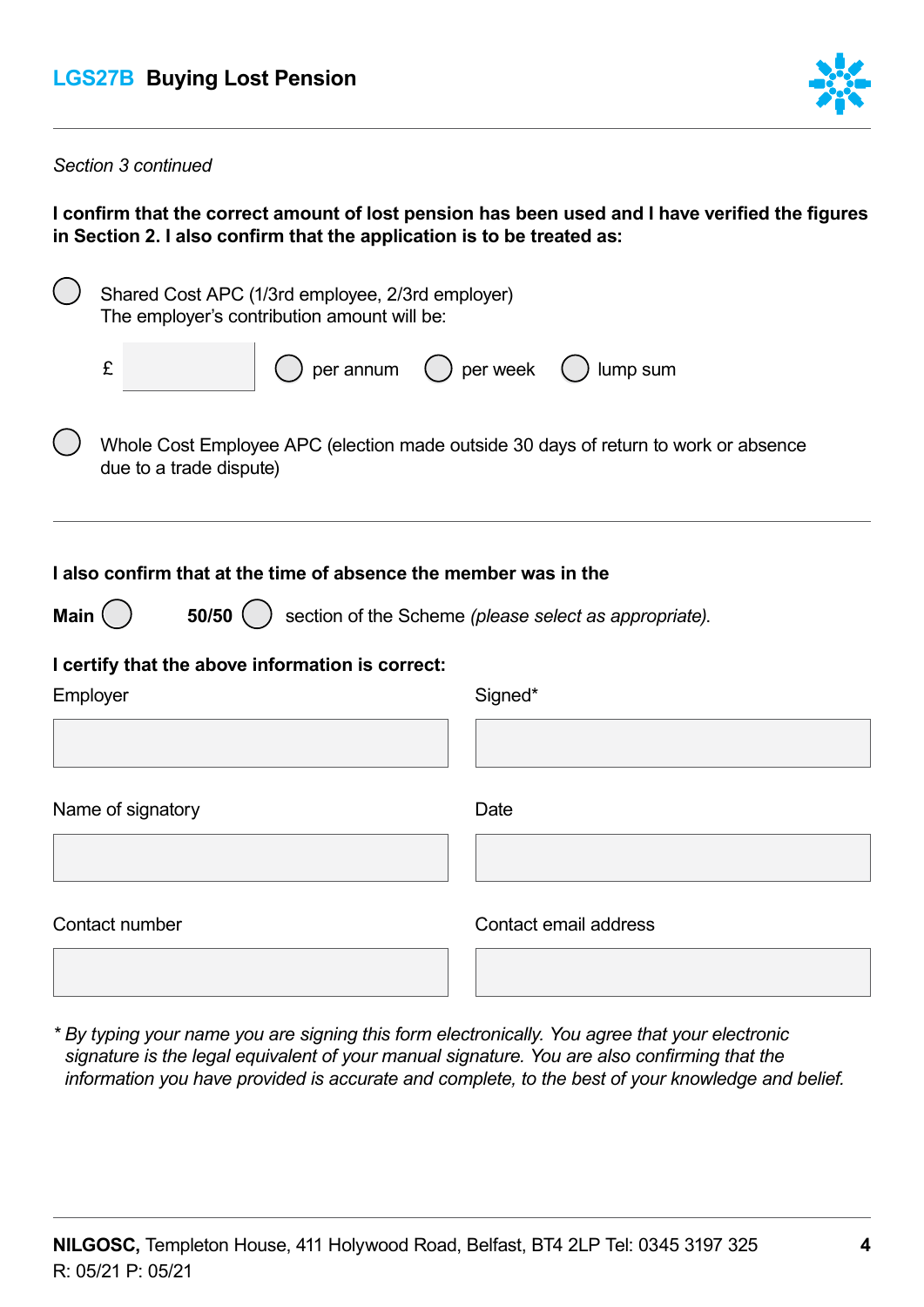*Section 3 continued*

**I confirm that the correct amount of lost pension has been used and I have verified the figures in Section 2. I also confirm that the application is to be treated as:**

◯ Shared Cost APC (1/3rd employee, 2/3rd employer)
The employer's contribution amount will be:

£ ________ ◯ per annum ◯ per week ◯ lump sum

◯ Whole Cost Employee APC (election made outside 30 days of return to work or absence due to a trade dispute)

---

**I also confirm that at the time of absence the member was in the**

**Main** ◯ **50/50** ◯ section of the Scheme *(please select as appropriate).*

**I certify that the above information is correct:**

Employer

Signed*

Name of signatory

Date

Contact number

Contact email address

* *By typing your name you are signing this form electronically. You agree that your electronic signature is the legal equivalent of your manual signature. You are also confirming that the information you have provided is accurate and complete, to the best of your knowledge and belief.*

**NILGOSC,** Templeton House, 411 Holywood Road, Belfast, BT4 2LP Tel: 0345 3197 325
R: 05/21 P: 05/21